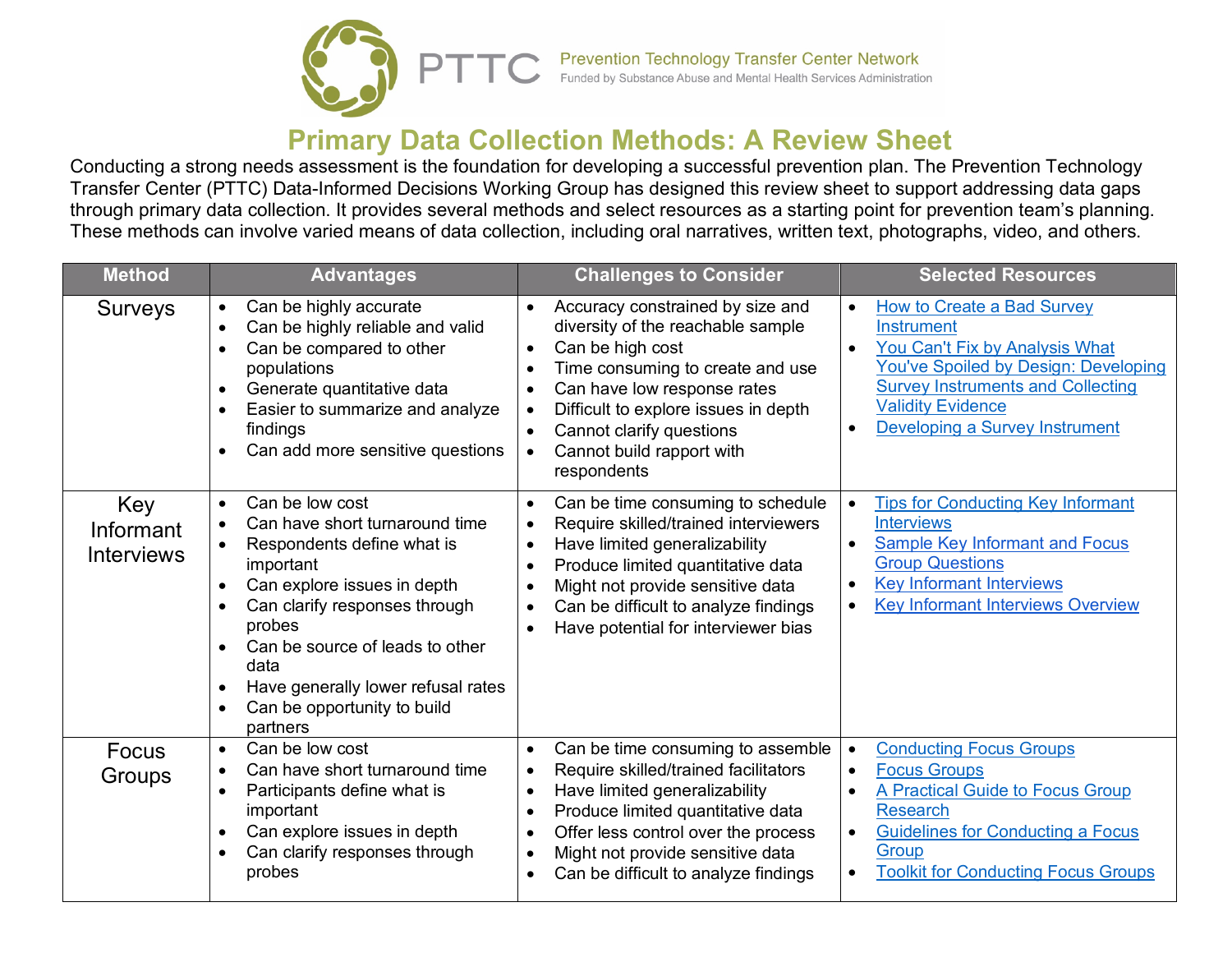PTTC Prevention Technology Transfer Center Network
Funded by Substance Abuse and Mental Health Services Administration

# Primary Data Collection Methods: A Review Sheet

Conducting a strong needs assessment is the foundation for developing a successful prevention plan. The Prevention Technology Transfer Center (PTTC) Data-Informed Decisions Working Group has designed this review sheet to support addressing data gaps through primary data collection. It provides several methods and select resources as a starting point for prevention team's planning. These methods can involve varied means of data collection, including oral narratives, written text, photographs, video, and others.

| Method | Advantages | Challenges to Consider | Selected Resources |
|---|---|---|---|
| Surveys | • Can be highly accurate<br>• Can be highly reliable and valid<br>• Can be compared to other populations<br>• Generate quantitative data<br>• Easier to summarize and analyze findings<br>• Can add more sensitive questions | • Accuracy constrained by size and diversity of the reachable sample<br>• Can be high cost<br>• Time consuming to create and use<br>• Can have low response rates<br>• Difficult to explore issues in depth<br>• Cannot clarify questions<br>• Cannot build rapport with respondents | • How to Create a Bad Survey Instrument<br>• You Can't Fix by Analysis What You've Spoiled by Design: Developing Survey Instruments and Collecting Validity Evidence<br>• Developing a Survey Instrument |
| Key Informant Interviews | • Can be low cost<br>• Can have short turnaround time<br>• Respondents define what is important<br>• Can explore issues in depth<br>• Can clarify responses through probes<br>• Can be source of leads to other data<br>• Have generally lower refusal rates<br>• Can be opportunity to build partners | • Can be time consuming to schedule<br>• Require skilled/trained interviewers<br>• Have limited generalizability<br>• Produce limited quantitative data<br>• Might not provide sensitive data<br>• Can be difficult to analyze findings<br>• Have potential for interviewer bias | • Tips for Conducting Key Informant Interviews<br>• Sample Key Informant and Focus Group Questions<br>• Key Informant Interviews<br>• Key Informant Interviews Overview |
| Focus Groups | • Can be low cost<br>• Can have short turnaround time<br>• Participants define what is important<br>• Can explore issues in depth<br>• Can clarify responses through probes | • Can be time consuming to assemble<br>• Require skilled/trained facilitators<br>• Have limited generalizability<br>• Produce limited quantitative data<br>• Offer less control over the process<br>• Might not provide sensitive data<br>• Can be difficult to analyze findings | • Conducting Focus Groups<br>• Focus Groups<br>• A Practical Guide to Focus Group Research<br>• Guidelines for Conducting a Focus Group<br>• Toolkit for Conducting Focus Groups |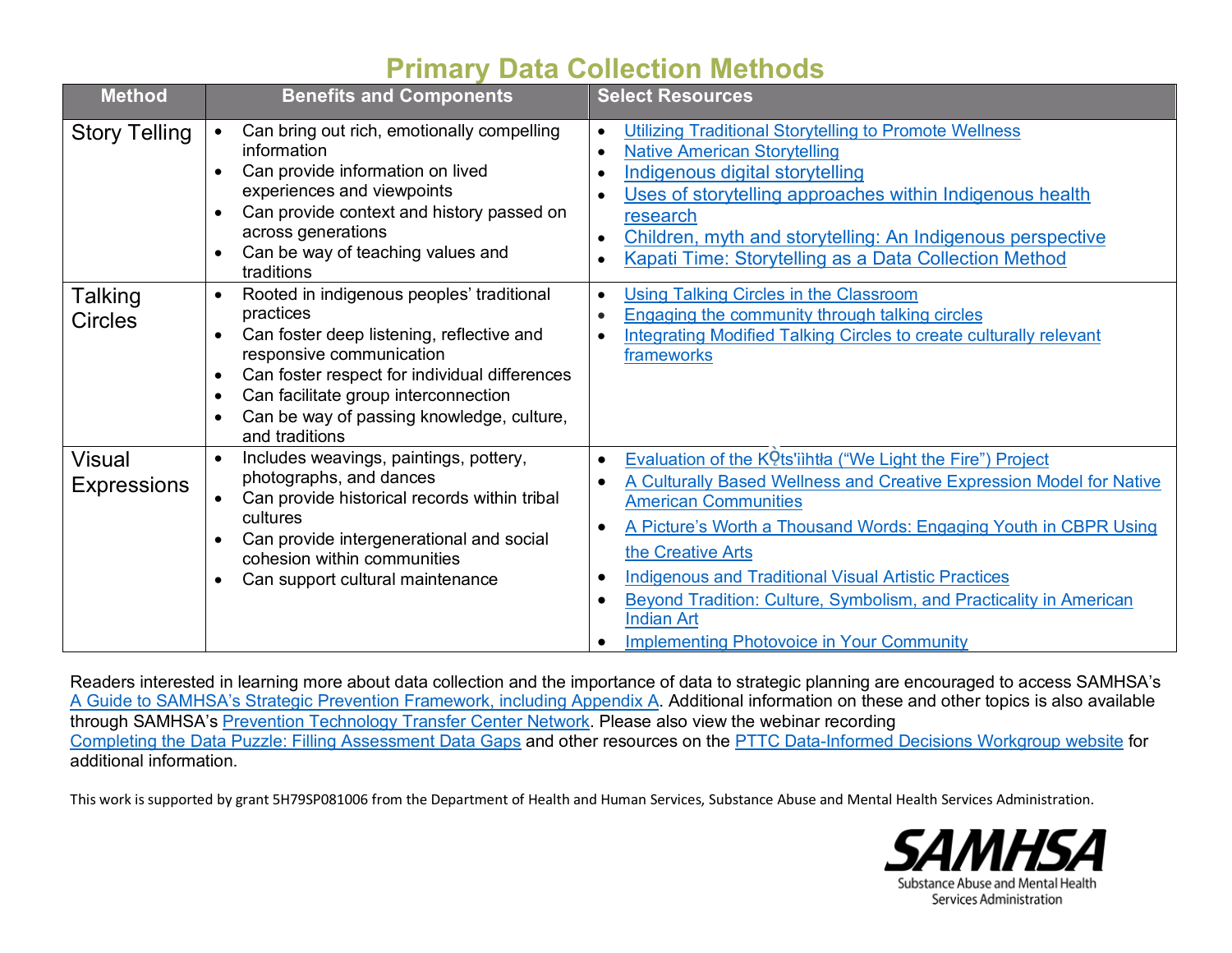# Primary Data Collection Methods

| Method | Benefits and Components | Select Resources |
|---|---|---|
| Story Telling | • Can bring out rich, emotionally compelling information<br>• Can provide information on lived experiences and viewpoints<br>• Can provide context and history passed on across generations<br>• Can be way of teaching values and traditions | • Utilizing Traditional Storytelling to Promote Wellness<br>• Native American Storytelling<br>• Indigenous digital storytelling<br>• Uses of storytelling approaches within Indigenous health research<br>• Children, myth and storytelling: An Indigenous perspective<br>• Kapati Time: Storytelling as a Data Collection Method |
| Talking Circles | • Rooted in indigenous peoples' traditional practices<br>• Can foster deep listening, reflective and responsive communication<br>• Can foster respect for individual differences<br>• Can facilitate group interconnection<br>• Can be way of passing knowledge, culture, and traditions | • Using Talking Circles in the Classroom<br>• Engaging the community through talking circles<br>• Integrating Modified Talking Circles to create culturally relevant frameworks |
| Visual Expressions | • Includes weavings, paintings, pottery, photographs, and dances<br>• Can provide historical records within tribal cultures<br>• Can provide intergenerational and social cohesion within communities<br>• Can support cultural maintenance | • Evaluation of the Kǫts'iihtła ("We Light the Fire") Project<br>• A Culturally Based Wellness and Creative Expression Model for Native American Communities<br>• A Picture's Worth a Thousand Words: Engaging Youth in CBPR Using the Creative Arts<br>• Indigenous and Traditional Visual Artistic Practices<br>• Beyond Tradition: Culture, Symbolism, and Practicality in American Indian Art<br>• Implementing Photovoice in Your Community |

Readers interested in learning more about data collection and the importance of data to strategic planning are encouraged to access SAMHSA's A Guide to SAMHSA's Strategic Prevention Framework, including Appendix A. Additional information on these and other topics is also available through SAMHSA's Prevention Technology Transfer Center Network. Please also view the webinar recording Completing the Data Puzzle: Filling Assessment Data Gaps and other resources on the PTTC Data-Informed Decisions Workgroup website for additional information.

This work is supported by grant 5H79SP081006 from the Department of Health and Human Services, Substance Abuse and Mental Health Services Administration.

SAMHSA
Substance Abuse and Mental Health Services Administration